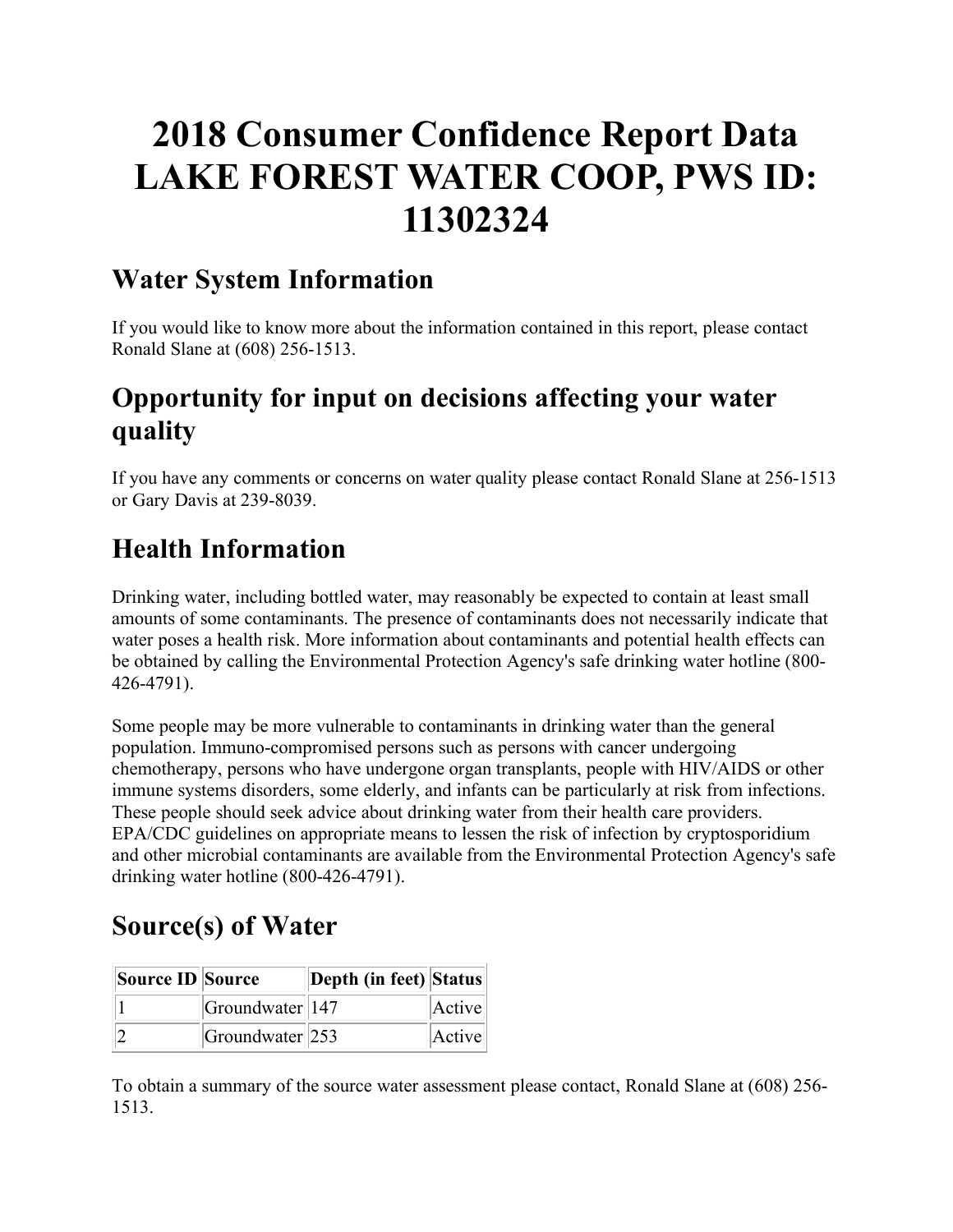# 2018 Consumer Confidence Report Data LAKE FOREST WATER COOP, PWS ID: 11302324

## Water System Information

If you would like to know more about the information contained in this report, please contact Ronald Slane at (608) 256-1513.

## Opportunity for input on decisions affecting your water quality

If you have any comments or concerns on water quality please contact Ronald Slane at 256-1513 or Gary Davis at 239-8039.

## Health Information

Drinking water, including bottled water, may reasonably be expected to contain at least small amounts of some contaminants. The presence of contaminants does not necessarily indicate that water poses a health risk. More information about contaminants and potential health effects can be obtained by calling the Environmental Protection Agency's safe drinking water hotline (800-426-4791).

Some people may be more vulnerable to contaminants in drinking water than the general population. Immuno-compromised persons such as persons with cancer undergoing chemotherapy, persons who have undergone organ transplants, people with HIV/AIDS or other immune systems disorders, some elderly, and infants can be particularly at risk from infections. These people should seek advice about drinking water from their health care providers. EPA/CDC guidelines on appropriate means to lessen the risk of infection by cryptosporidium and other microbial contaminants are available from the Environmental Protection Agency's safe drinking water hotline (800-426-4791).

## Source(s) of Water

| Source ID | Source | Depth (in feet) | Status |
|---|---|---|---|
| 1 | Groundwater | 147 | Active |
| 2 | Groundwater | 253 | Active |

To obtain a summary of the source water assessment please contact, Ronald Slane at (608) 256-1513.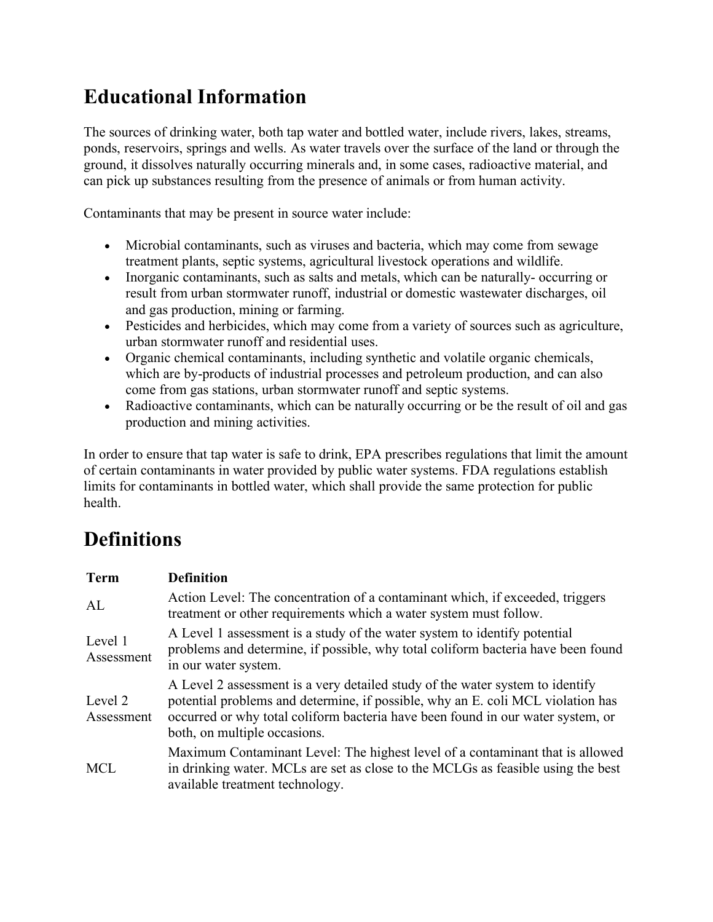# Educational Information

The sources of drinking water, both tap water and bottled water, include rivers, lakes, streams, ponds, reservoirs, springs and wells. As water travels over the surface of the land or through the ground, it dissolves naturally occurring minerals and, in some cases, radioactive material, and can pick up substances resulting from the presence of animals or from human activity.

Contaminants that may be present in source water include:

- Microbial contaminants, such as viruses and bacteria, which may come from sewage treatment plants, septic systems, agricultural livestock operations and wildlife.
- Inorganic contaminants, such as salts and metals, which can be naturally- occurring or result from urban stormwater runoff, industrial or domestic wastewater discharges, oil and gas production, mining or farming.
- Pesticides and herbicides, which may come from a variety of sources such as agriculture, urban stormwater runoff and residential uses.
- Organic chemical contaminants, including synthetic and volatile organic chemicals, which are by-products of industrial processes and petroleum production, and can also come from gas stations, urban stormwater runoff and septic systems.
- Radioactive contaminants, which can be naturally occurring or be the result of oil and gas production and mining activities.

In order to ensure that tap water is safe to drink, EPA prescribes regulations that limit the amount of certain contaminants in water provided by public water systems. FDA regulations establish limits for contaminants in bottled water, which shall provide the same protection for public health.

# Definitions

| Term | Definition |
|---|---|
| AL | Action Level: The concentration of a contaminant which, if exceeded, triggers treatment or other requirements which a water system must follow. |
| Level 1 Assessment | A Level 1 assessment is a study of the water system to identify potential problems and determine, if possible, why total coliform bacteria have been found in our water system. |
| Level 2 Assessment | A Level 2 assessment is a very detailed study of the water system to identify potential problems and determine, if possible, why an E. coli MCL violation has occurred or why total coliform bacteria have been found in our water system, or both, on multiple occasions. |
| MCL | Maximum Contaminant Level: The highest level of a contaminant that is allowed in drinking water. MCLs are set as close to the MCLGs as feasible using the best available treatment technology. |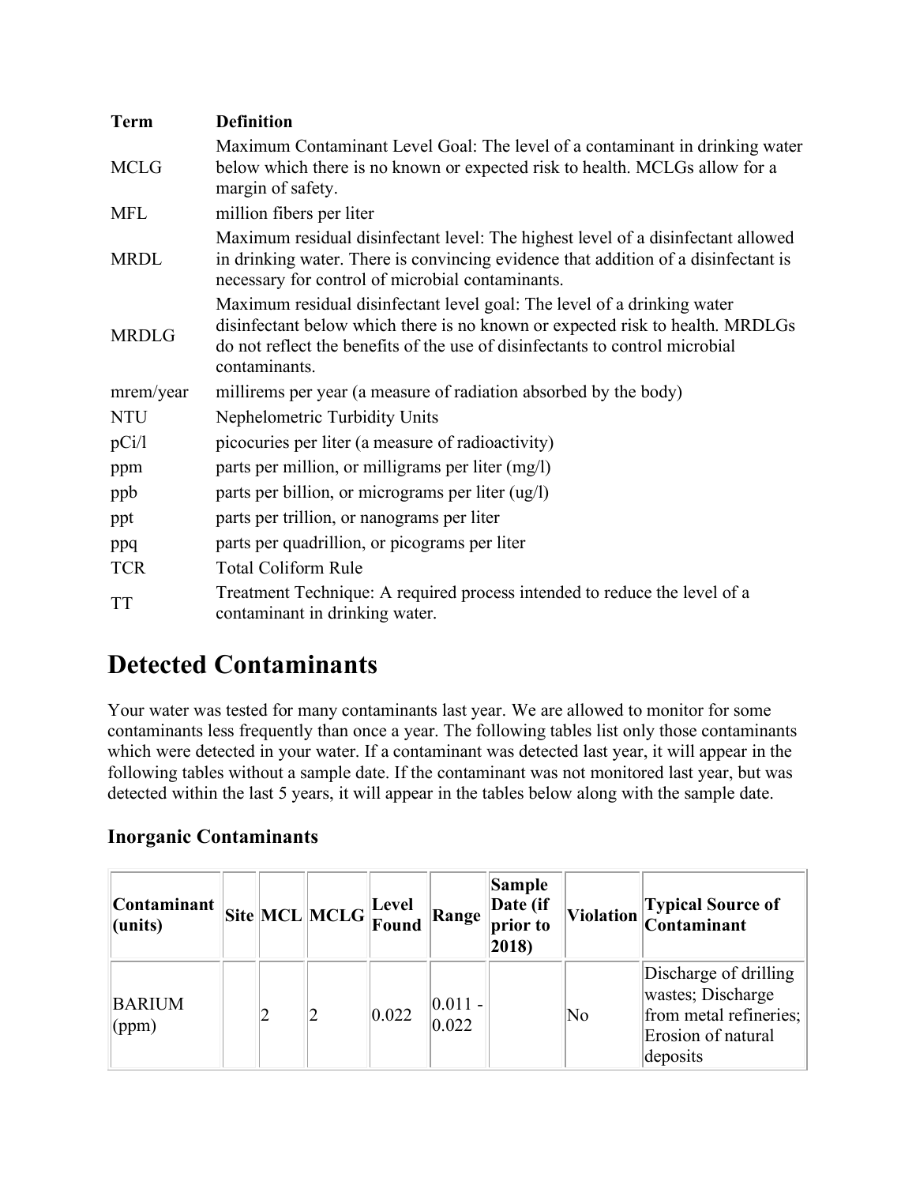| Term | Definition |
| --- | --- |
| MCLG | Maximum Contaminant Level Goal: The level of a contaminant in drinking water below which there is no known or expected risk to health. MCLGs allow for a margin of safety. |
| MFL | million fibers per liter |
| MRDL | Maximum residual disinfectant level: The highest level of a disinfectant allowed in drinking water. There is convincing evidence that addition of a disinfectant is necessary for control of microbial contaminants. |
| MRDLG | Maximum residual disinfectant level goal: The level of a drinking water disinfectant below which there is no known or expected risk to health. MRDLGs do not reflect the benefits of the use of disinfectants to control microbial contaminants. |
| mrem/year | millirems per year (a measure of radiation absorbed by the body) |
| NTU | Nephelometric Turbidity Units |
| pCi/l | picocuries per liter (a measure of radioactivity) |
| ppm | parts per million, or milligrams per liter (mg/l) |
| ppb | parts per billion, or micrograms per liter (ug/l) |
| ppt | parts per trillion, or nanograms per liter |
| ppq | parts per quadrillion, or picograms per liter |
| TCR | Total Coliform Rule |
| TT | Treatment Technique: A required process intended to reduce the level of a contaminant in drinking water. |

# Detected Contaminants

Your water was tested for many contaminants last year. We are allowed to monitor for some contaminants less frequently than once a year. The following tables list only those contaminants which were detected in your water. If a contaminant was detected last year, it will appear in the following tables without a sample date. If the contaminant was not monitored last year, but was detected within the last 5 years, it will appear in the tables below along with the sample date.

### Inorganic Contaminants

| Contaminant (units) | Site | MCL | MCLG | Level Found | Range | Sample Date (if prior to 2018) | Violation | Typical Source of Contaminant |
| --- | --- | --- | --- | --- | --- | --- | --- | --- |
| BARIUM (ppm) | | 2 | 2 | 0.022 | 0.011 - 0.022 | | No | Discharge of drilling wastes; Discharge from metal refineries; Erosion of natural deposits |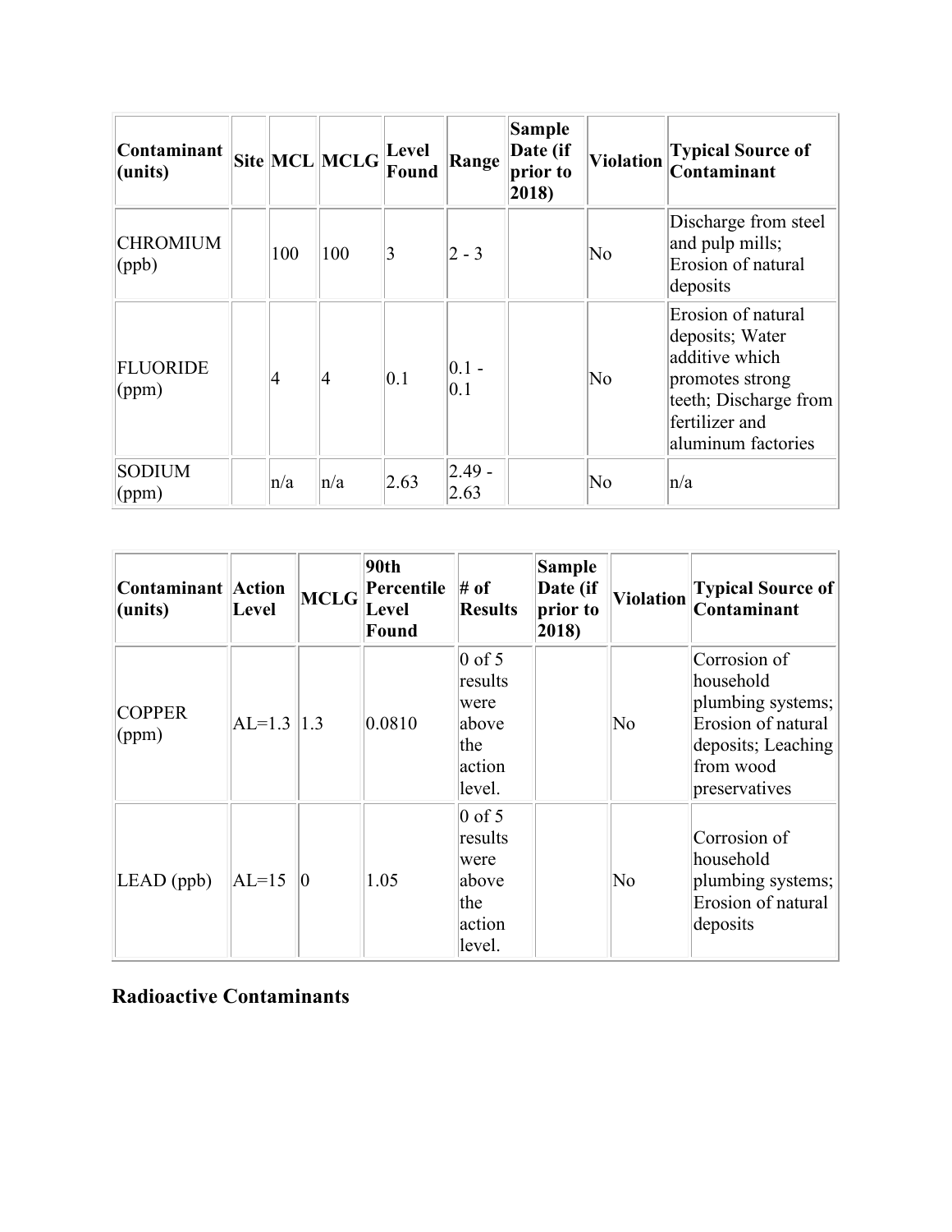| Contaminant (units) | Site | MCL | MCLG | Level Found | Range | Sample Date (if prior to 2018) | Violation | Typical Source of Contaminant |
|---|---|---|---|---|---|---|---|---|
| CHROMIUM (ppb) | | 100 | 100 | 3 | 2 - 3 | | No | Discharge from steel and pulp mills; Erosion of natural deposits |
| FLUORIDE (ppm) | | 4 | 4 | 0.1 | 0.1 - 0.1 | | No | Erosion of natural deposits; Water additive which promotes strong teeth; Discharge from fertilizer and aluminum factories |
| SODIUM (ppm) | | n/a | n/a | 2.63 | 2.49 - 2.63 | | No | n/a |

| Contaminant (units) | Action Level | MCLG | 90th Percentile Level Found | # of Results | Sample Date (if prior to 2018) | Violation | Typical Source of Contaminant |
|---|---|---|---|---|---|---|---|
| COPPER (ppm) | AL=1.3 | 1.3 | 0.0810 | 0 of 5 results were above the action level. | | No | Corrosion of household plumbing systems; Erosion of natural deposits; Leaching from wood preservatives |
| LEAD (ppb) | AL=15 | 0 | 1.05 | 0 of 5 results were above the action level. | | No | Corrosion of household plumbing systems; Erosion of natural deposits |

## Radioactive Contaminants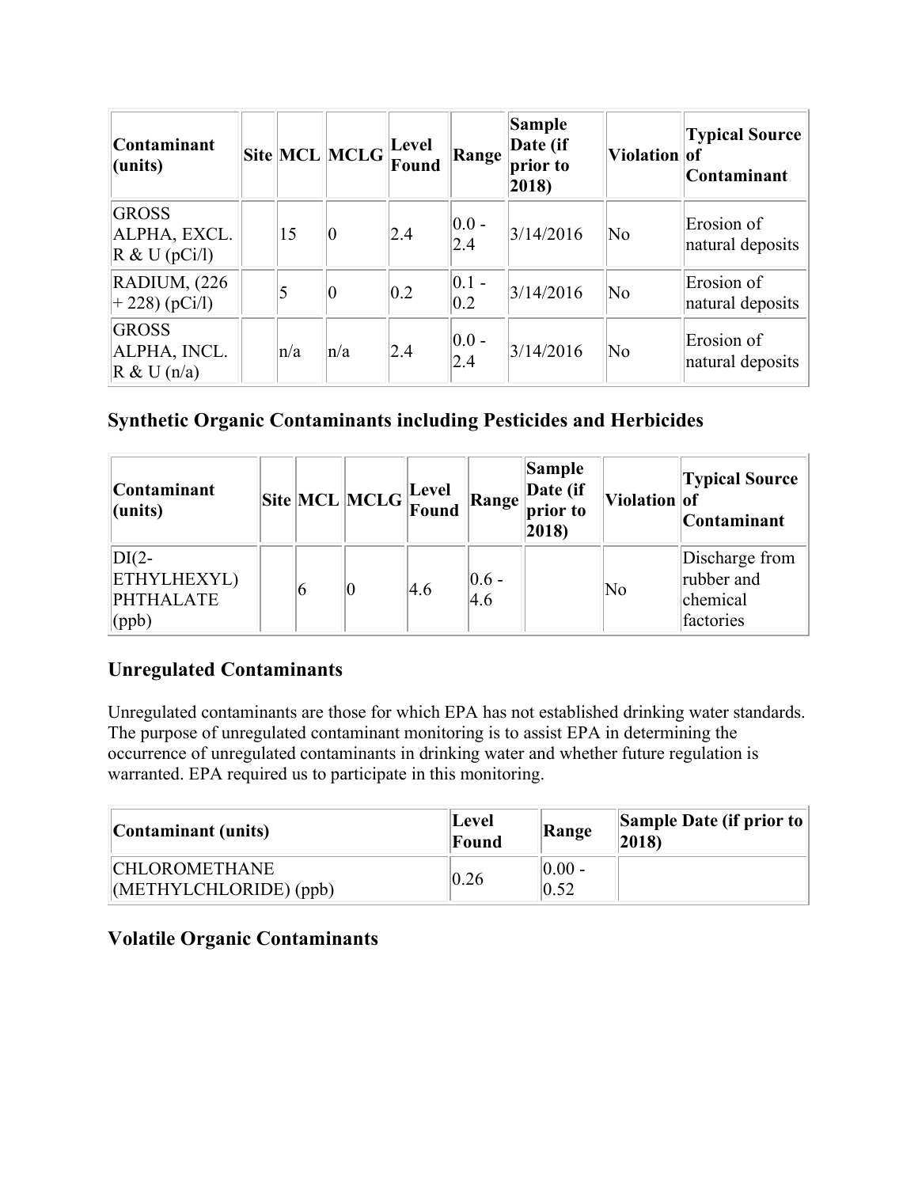| Contaminant (units) | Site | MCL | MCLG | Level Found | Range | Sample Date (if prior to 2018) | Violation | Typical Source of Contaminant |
|---|---|---|---|---|---|---|---|---|
| GROSS ALPHA, EXCL. R & U (pCi/l) | | 15 | 0 | 2.4 | 0.0 - 2.4 | 3/14/2016 | No | Erosion of natural deposits |
| RADIUM, (226 + 228) (pCi/l) | | 5 | 0 | 0.2 | 0.1 - 0.2 | 3/14/2016 | No | Erosion of natural deposits |
| GROSS ALPHA, INCL. R & U (n/a) | | n/a | n/a | 2.4 | 0.0 - 2.4 | 3/14/2016 | No | Erosion of natural deposits |

### Synthetic Organic Contaminants including Pesticides and Herbicides

| Contaminant (units) | Site | MCL | MCLG | Level Found | Range | Sample Date (if prior to 2018) | Violation | Typical Source of Contaminant |
|---|---|---|---|---|---|---|---|---|
| DI(2-ETHYLHEXYL) PHTHALATE (ppb) | | 6 | 0 | 4.6 | 0.6 - 4.6 | | No | Discharge from rubber and chemical factories |

### Unregulated Contaminants

Unregulated contaminants are those for which EPA has not established drinking water standards. The purpose of unregulated contaminant monitoring is to assist EPA in determining the occurrence of unregulated contaminants in drinking water and whether future regulation is warranted. EPA required us to participate in this monitoring.

| Contaminant (units) | Level Found | Range | Sample Date (if prior to 2018) |
|---|---|---|---|
| CHLOROMETHANE (METHYLCHLORIDE) (ppb) | 0.26 | 0.00 - 0.52 | |

### Volatile Organic Contaminants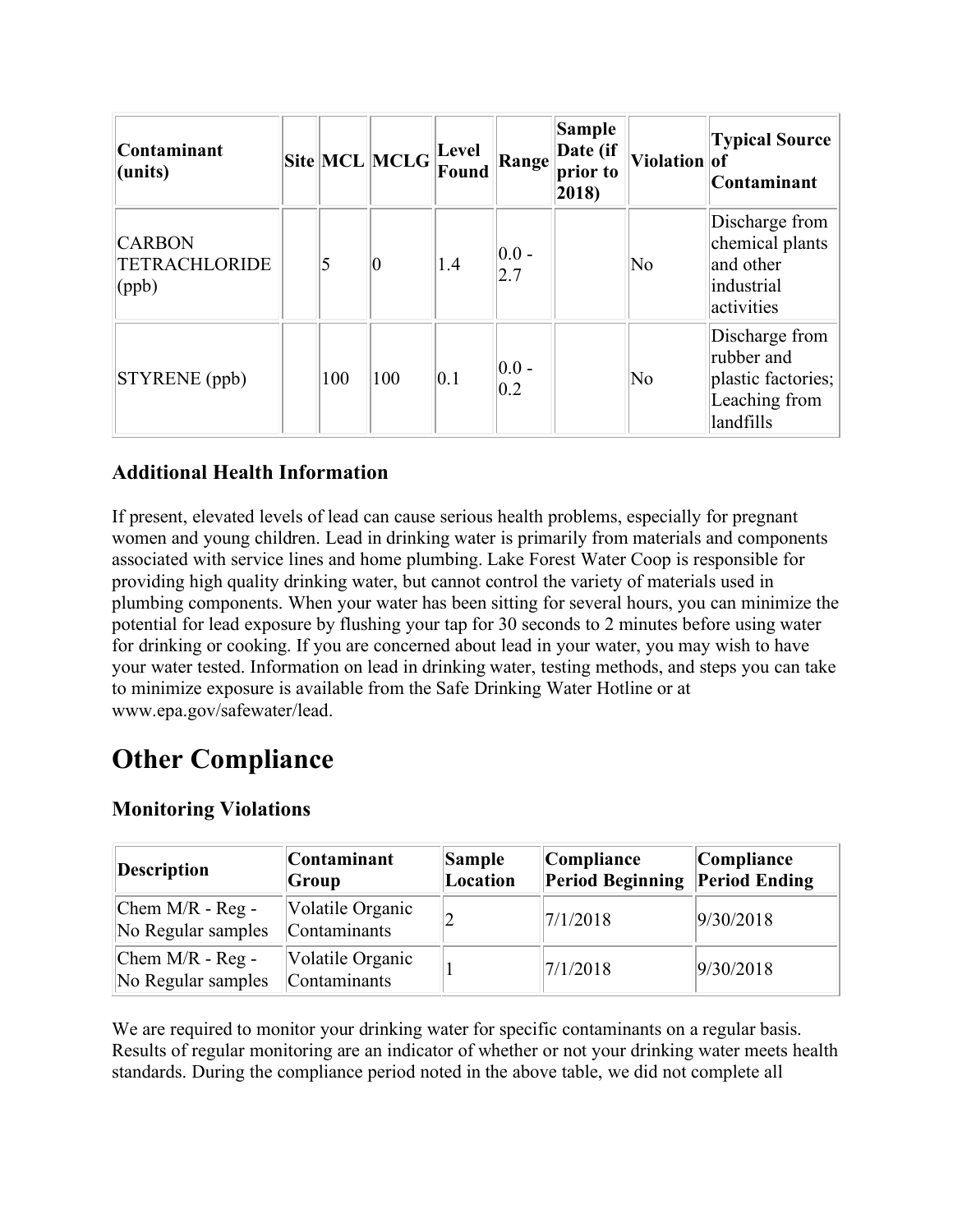| Contaminant (units) | Site | MCL | MCLG | Level Found | Range | Sample Date (if prior to 2018) | Violation | Typical Source of Contaminant |
|---|---|---|---|---|---|---|---|---|
| CARBON TETRACHLORIDE (ppb) | | 5 | 0 | 1.4 | 0.0 - 2.7 | | No | Discharge from chemical plants and other industrial activities |
| STYRENE (ppb) | | 100 | 100 | 0.1 | 0.0 - 0.2 | | No | Discharge from rubber and plastic factories; Leaching from landfills |

### Additional Health Information

If present, elevated levels of lead can cause serious health problems, especially for pregnant women and young children. Lead in drinking water is primarily from materials and components associated with service lines and home plumbing. Lake Forest Water Coop is responsible for providing high quality drinking water, but cannot control the variety of materials used in plumbing components. When your water has been sitting for several hours, you can minimize the potential for lead exposure by flushing your tap for 30 seconds to 2 minutes before using water for drinking or cooking. If you are concerned about lead in your water, you may wish to have your water tested. Information on lead in drinking water, testing methods, and steps you can take to minimize exposure is available from the Safe Drinking Water Hotline or at www.epa.gov/safewater/lead.

# Other Compliance

### Monitoring Violations

| Description | Contaminant Group | Sample Location | Compliance Period Beginning | Compliance Period Ending |
|---|---|---|---|---|
| Chem M/R - Reg - No Regular samples | Volatile Organic Contaminants | 2 | 7/1/2018 | 9/30/2018 |
| Chem M/R - Reg - No Regular samples | Volatile Organic Contaminants | 1 | 7/1/2018 | 9/30/2018 |

We are required to monitor your drinking water for specific contaminants on a regular basis. Results of regular monitoring are an indicator of whether or not your drinking water meets health standards. During the compliance period noted in the above table, we did not complete all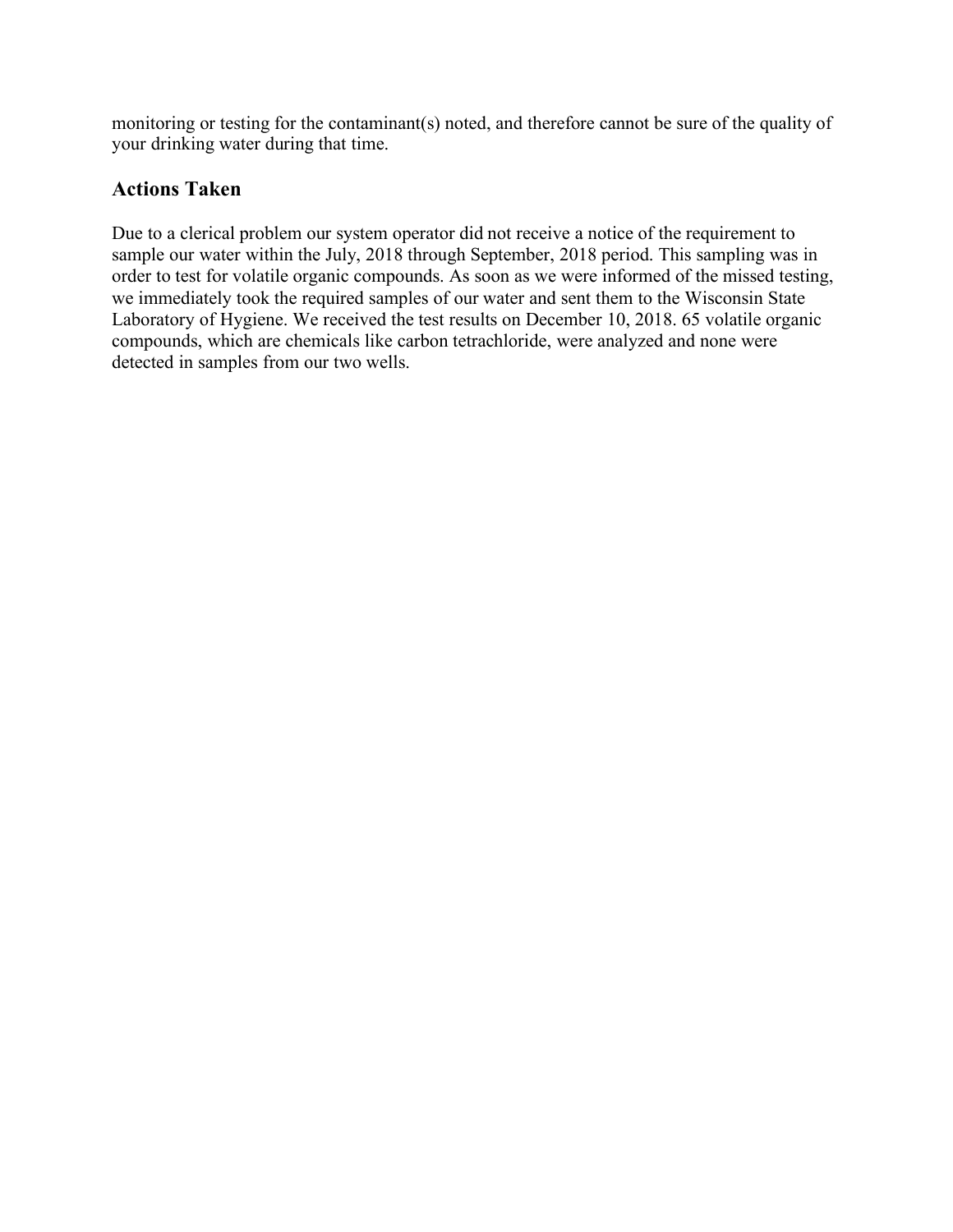monitoring or testing for the contaminant(s) noted, and therefore cannot be sure of the quality of your drinking water during that time.

## Actions Taken

Due to a clerical problem our system operator did not receive a notice of the requirement to sample our water within the July, 2018 through September, 2018 period. This sampling was in order to test for volatile organic compounds. As soon as we were informed of the missed testing, we immediately took the required samples of our water and sent them to the Wisconsin State Laboratory of Hygiene. We received the test results on December 10, 2018. 65 volatile organic compounds, which are chemicals like carbon tetrachloride, were analyzed and none were detected in samples from our two wells.